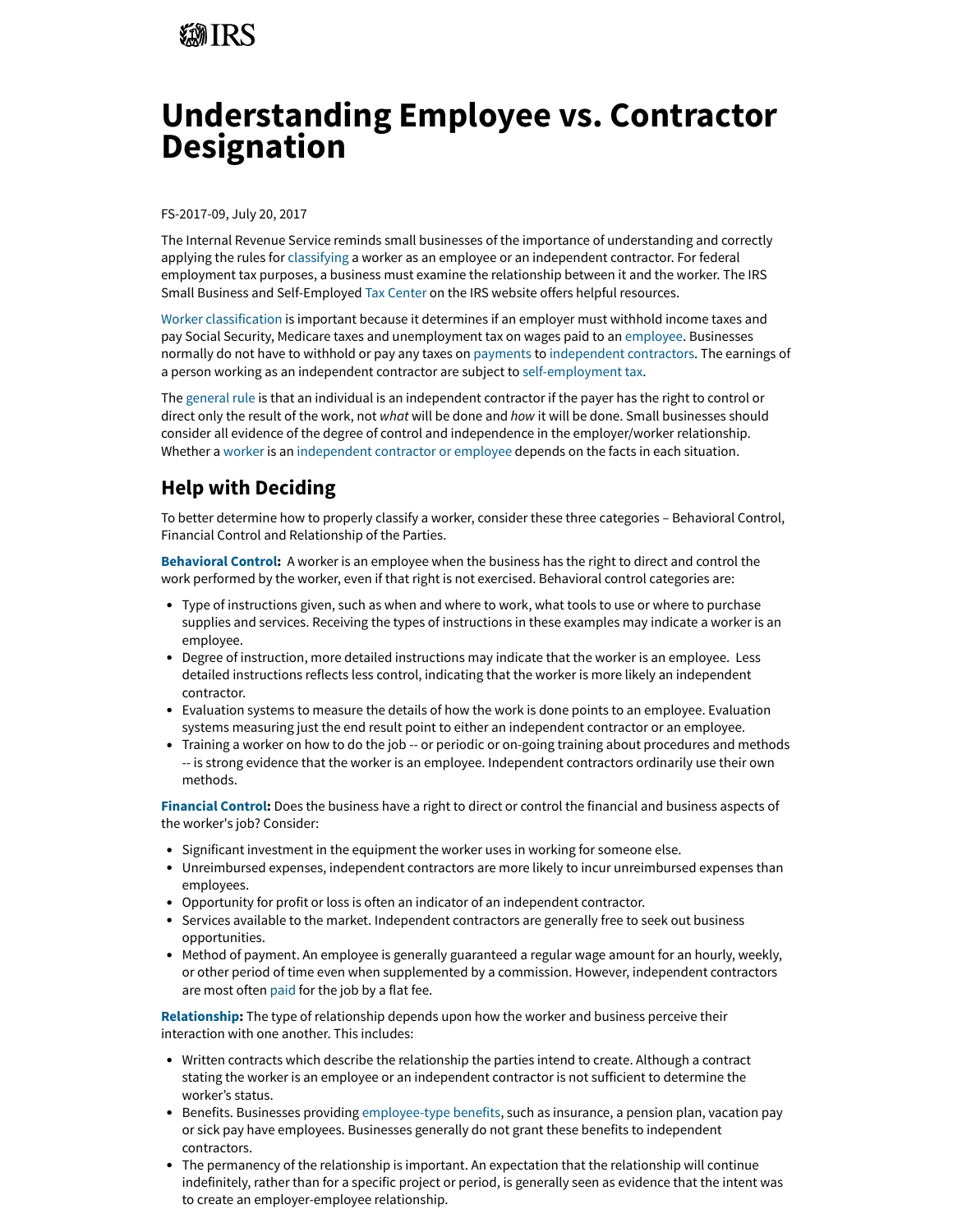IRS

# Understanding Employee vs. Contractor Designation

FS-2017-09, July 20, 2017

The Internal Revenue Service reminds small businesses of the importance of understanding and correctly applying the rules for classifying a worker as an employee or an independent contractor. For federal employment tax purposes, a business must examine the relationship between it and the worker. The IRS Small Business and Self-Employed Tax Center on the IRS website offers helpful resources.

Worker classification is important because it determines if an employer must withhold income taxes and pay Social Security, Medicare taxes and unemployment tax on wages paid to an employee. Businesses normally do not have to withhold or pay any taxes on payments to independent contractors. The earnings of a person working as an independent contractor are subject to self-employment tax.

The general rule is that an individual is an independent contractor if the payer has the right to control or direct only the result of the work, not *what* will be done and *how* it will be done. Small businesses should consider all evidence of the degree of control and independence in the employer/worker relationship. Whether a worker is an independent contractor or employee depends on the facts in each situation.

## Help with Deciding

To better determine how to properly classify a worker, consider these three categories – Behavioral Control, Financial Control and Relationship of the Parties.

**Behavioral Control:** A worker is an employee when the business has the right to direct and control the work performed by the worker, even if that right is not exercised. Behavioral control categories are:

- Type of instructions given, such as when and where to work, what tools to use or where to purchase supplies and services. Receiving the types of instructions in these examples may indicate a worker is an employee.
- Degree of instruction, more detailed instructions may indicate that the worker is an employee. Less detailed instructions reflects less control, indicating that the worker is more likely an independent contractor.
- Evaluation systems to measure the details of how the work is done points to an employee. Evaluation systems measuring just the end result point to either an independent contractor or an employee.
- Training a worker on how to do the job -- or periodic or on-going training about procedures and methods -- is strong evidence that the worker is an employee. Independent contractors ordinarily use their own methods.

**Financial Control:** Does the business have a right to direct or control the financial and business aspects of the worker's job? Consider:

- Significant investment in the equipment the worker uses in working for someone else.
- Unreimbursed expenses, independent contractors are more likely to incur unreimbursed expenses than employees.
- Opportunity for profit or loss is often an indicator of an independent contractor.
- Services available to the market. Independent contractors are generally free to seek out business opportunities.
- Method of payment. An employee is generally guaranteed a regular wage amount for an hourly, weekly, or other period of time even when supplemented by a commission. However, independent contractors are most often paid for the job by a flat fee.

**Relationship:** The type of relationship depends upon how the worker and business perceive their interaction with one another. This includes:

- Written contracts which describe the relationship the parties intend to create. Although a contract stating the worker is an employee or an independent contractor is not sufficient to determine the worker's status.
- Benefits. Businesses providing employee-type benefits, such as insurance, a pension plan, vacation pay or sick pay have employees. Businesses generally do not grant these benefits to independent contractors.
- The permanency of the relationship is important. An expectation that the relationship will continue indefinitely, rather than for a specific project or period, is generally seen as evidence that the intent was to create an employer-employee relationship.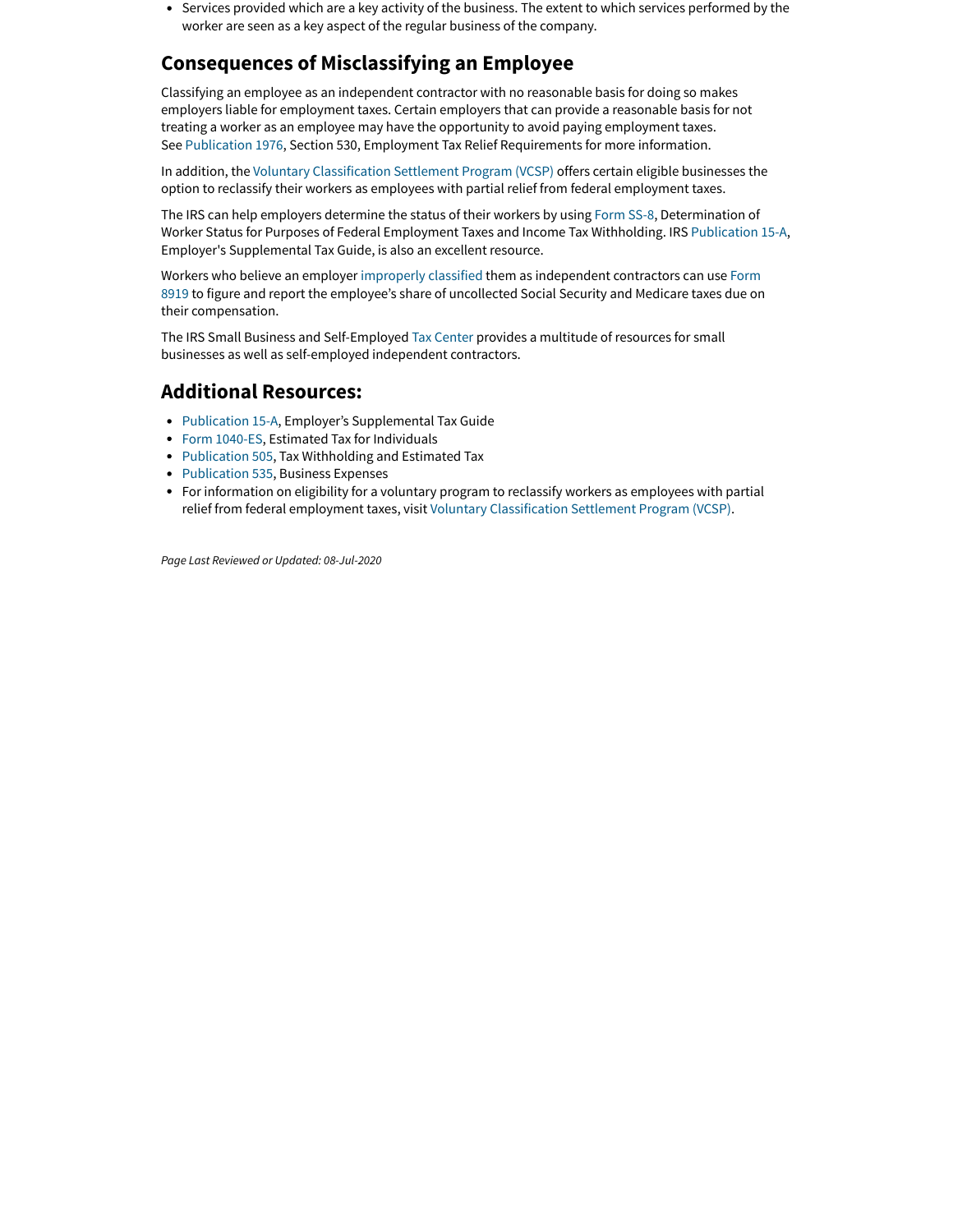- Services provided which are a key activity of the business. The extent to which services performed by the worker are seen as a key aspect of the regular business of the company.

## Consequences of Misclassifying an Employee

Classifying an employee as an independent contractor with no reasonable basis for doing so makes employers liable for employment taxes. Certain employers that can provide a reasonable basis for not treating a worker as an employee may have the opportunity to avoid paying employment taxes. See Publication 1976, Section 530, Employment Tax Relief Requirements for more information.

In addition, the Voluntary Classification Settlement Program (VCSP) offers certain eligible businesses the option to reclassify their workers as employees with partial relief from federal employment taxes.

The IRS can help employers determine the status of their workers by using Form SS-8, Determination of Worker Status for Purposes of Federal Employment Taxes and Income Tax Withholding. IRS Publication 15-A, Employer's Supplemental Tax Guide, is also an excellent resource.

Workers who believe an employer improperly classified them as independent contractors can use Form 8919 to figure and report the employee's share of uncollected Social Security and Medicare taxes due on their compensation.

The IRS Small Business and Self-Employed Tax Center provides a multitude of resources for small businesses as well as self-employed independent contractors.

## Additional Resources:

- Publication 15-A, Employer's Supplemental Tax Guide
- Form 1040-ES, Estimated Tax for Individuals
- Publication 505, Tax Withholding and Estimated Tax
- Publication 535, Business Expenses
- For information on eligibility for a voluntary program to reclassify workers as employees with partial relief from federal employment taxes, visit Voluntary Classification Settlement Program (VCSP).

*Page Last Reviewed or Updated: 08-Jul-2020*